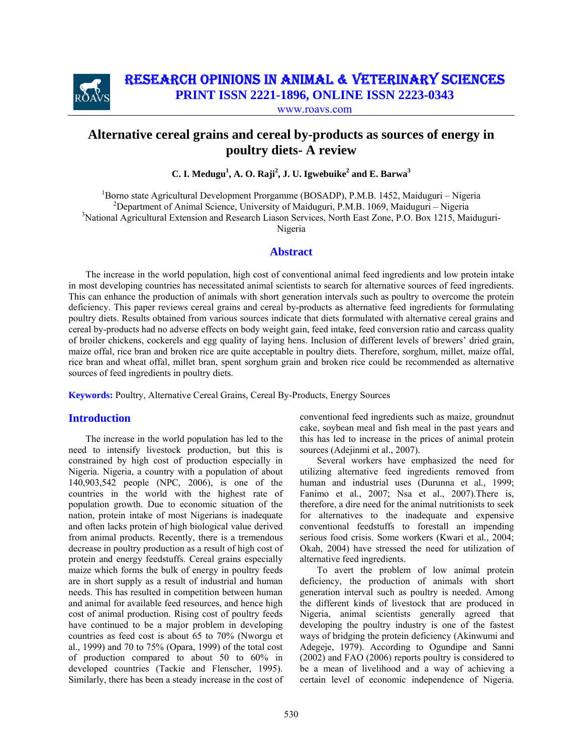# Alternative cereal grains and cereal by-products as sources of energy in poultry diets- A review

**C. I. Medugu[1], A. O. Raji[2], J. U. Igwebuike[2] and E. Barwa[3]**

[1]Borno state Agricultural Development Prorgamme (BOSADP), P.M.B. 1452, Maiduguri – Nigeria
[2]Department of Animal Science, University of Maiduguri, P.M.B. 1069, Maiduguri – Nigeria
[3]National Agricultural Extension and Research Liason Services, North East Zone, P.O. Box 1215, Maiduguri-Nigeria

## Abstract

The increase in the world population, high cost of conventional animal feed ingredients and low protein intake in most developing countries has necessitated animal scientists to search for alternative sources of feed ingredients. This can enhance the production of animals with short generation intervals such as poultry to overcome the protein deficiency. This paper reviews cereal grains and cereal by-products as alternative feed ingredients for formulating poultry diets. Results obtained from various sources indicate that diets formulated with alternative cereal grains and cereal by-products had no adverse effects on body weight gain, feed intake, feed conversion ratio and carcass quality of broiler chickens, cockerels and egg quality of laying hens. Inclusion of different levels of brewers' dried grain, maize offal, rice bran and broken rice are quite acceptable in poultry diets. Therefore, sorghum, millet, maize offal, rice bran and wheat offal, millet bran, spent sorghum grain and broken rice could be recommended as alternative sources of feed ingredients in poultry diets.

**Keywords:** Poultry, Alternative Cereal Grains, Cereal By-Products, Energy Sources

## Introduction

The increase in the world population has led to the need to intensify livestock production, but this is constrained by high cost of production especially in Nigeria. Nigeria, a country with a population of about 140,903,542 people (NPC, 2006), is one of the countries in the world with the highest rate of population growth. Due to economic situation of the nation, protein intake of most Nigerians is inadequate and often lacks protein of high biological value derived from animal products. Recently, there is a tremendous decrease in poultry production as a result of high cost of protein and energy feedstuffs. Cereal grains especially maize which forms the bulk of energy in poultry feeds are in short supply as a result of industrial and human needs. This has resulted in competition between human and animal for available feed resources, and hence high cost of animal production. Rising cost of poultry feeds have continued to be a major problem in developing countries as feed cost is about 65 to 70% (Nworgu et al., 1999) and 70 to 75% (Opara, 1999) of the total cost of production compared to about 50 to 60% in developed countries (Tackie and Flenscher, 1995). Similarly, there has been a steady increase in the cost of conventional feed ingredients such as maize, groundnut cake, soybean meal and fish meal in the past years and this has led to increase in the prices of animal protein sources (Adejinmi et al., 2007).

Several workers have emphasized the need for utilizing alternative feed ingredients removed from human and industrial uses (Durunna et al., 1999; Fanimo et al., 2007; Nsa et al., 2007).There is, therefore, a dire need for the animal nutritionists to seek for alternatives to the inadequate and expensive conventional feedstuffs to forestall an impending serious food crisis. Some workers (Kwari et al., 2004; Okah, 2004) have stressed the need for utilization of alternative feed ingredients.

To avert the problem of low animal protein deficiency, the production of animals with short generation interval such as poultry is needed. Among the different kinds of livestock that are produced in Nigeria, animal scientists generally agreed that developing the poultry industry is one of the fastest ways of bridging the protein deficiency (Akinwumi and Adegeje, 1979). According to Ogundipe and Sanni (2002) and FAO (2006) reports poultry is considered to be a mean of livelihood and a way of achieving a certain level of economic independence of Nigeria.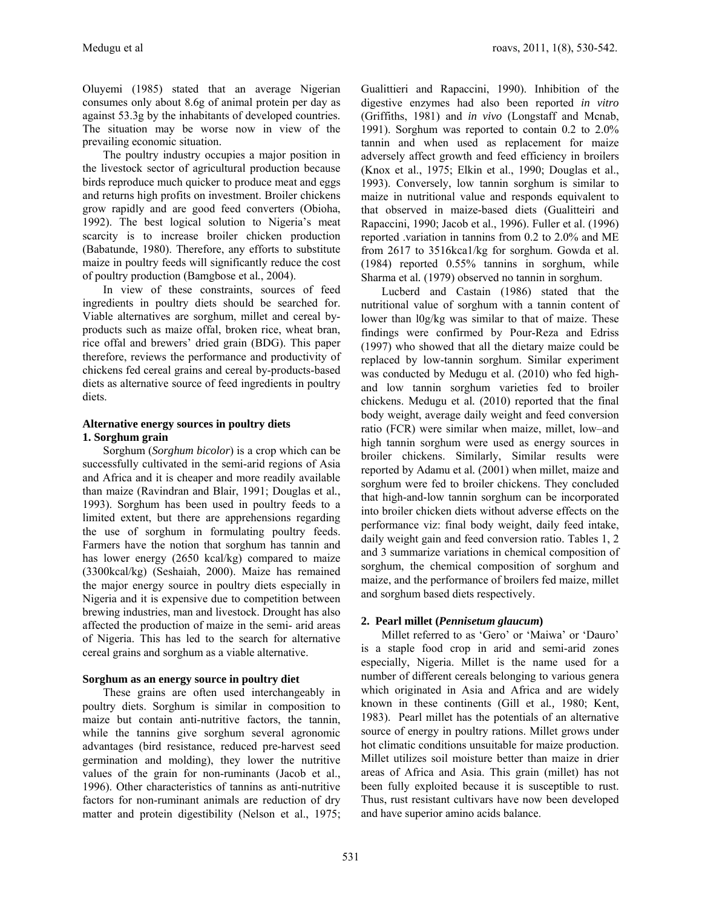Oluyemi (1985) stated that an average Nigerian consumes only about 8.6g of animal protein per day as against 53.3g by the inhabitants of developed countries. The situation may be worse now in view of the prevailing economic situation.

The poultry industry occupies a major position in the livestock sector of agricultural production because birds reproduce much quicker to produce meat and eggs and returns high profits on investment. Broiler chickens grow rapidly and are good feed converters (Obioha, 1992). The best logical solution to Nigeria's meat scarcity is to increase broiler chicken production (Babatunde, 1980). Therefore, any efforts to substitute maize in poultry feeds will significantly reduce the cost of poultry production (Bamgbose et al*.*, 2004).

In view of these constraints, sources of feed ingredients in poultry diets should be searched for. Viable alternatives are sorghum, millet and cereal by-products such as maize offal, broken rice, wheat bran, rice offal and brewers' dried grain (BDG). This paper therefore, reviews the performance and productivity of chickens fed cereal grains and cereal by-products-based diets as alternative source of feed ingredients in poultry diets.

## Alternative energy sources in poultry diets

### 1. Sorghum grain

Sorghum (*Sorghum bicolor*) is a crop which can be successfully cultivated in the semi-arid regions of Asia and Africa and it is cheaper and more readily available than maize (Ravindran and Blair, 1991; Douglas et al*.*, 1993). Sorghum has been used in poultry feeds to a limited extent, but there are apprehensions regarding the use of sorghum in formulating poultry feeds. Farmers have the notion that sorghum has tannin and has lower energy (2650 kcal/kg) compared to maize (3300kcal/kg) (Seshaiah, 2000). Maize has remained the major energy source in poultry diets especially in Nigeria and it is expensive due to competition between brewing industries, man and livestock. Drought has also affected the production of maize in the semi- arid areas of Nigeria. This has led to the search for alternative cereal grains and sorghum as a viable alternative.

### Sorghum as an energy source in poultry diet

These grains are often used interchangeably in poultry diets. Sorghum is similar in composition to maize but contain anti-nutritive factors, the tannin, while the tannins give sorghum several agronomic advantages (bird resistance, reduced pre-harvest seed germination and molding), they lower the nutritive values of the grain for non-ruminants (Jacob et al., 1996). Other characteristics of tannins as anti-nutritive factors for non-ruminant animals are reduction of dry matter and protein digestibility (Nelson et al., 1975; Gualittieri and Rapaccini, 1990). Inhibition of the digestive enzymes had also been reported *in vitro* (Griffiths, 1981) and *in vivo* (Longstaff and Mcnab, 1991). Sorghum was reported to contain 0.2 to 2.0% tannin and when used as replacement for maize adversely affect growth and feed efficiency in broilers (Knox et al., 1975; Elkin et al., 1990; Douglas et al., 1993). Conversely, low tannin sorghum is similar to maize in nutritional value and responds equivalent to that observed in maize-based diets (Gualitteiri and Rapaccini, 1990; Jacob et al., 1996). Fuller et al. (1996) reported .variation in tannins from 0.2 to 2.0% and ME from 2617 to 3516kca1/kg for sorghum. Gowda et al. (1984) reported 0.55% tannins in sorghum, while Sharma et al*.* (1979) observed no tannin in sorghum.

Lucberd and Castain (1986) stated that the nutritional value of sorghum with a tannin content of lower than l0g/kg was similar to that of maize. These findings were confirmed by Pour-Reza and Edriss (1997) who showed that all the dietary maize could be replaced by low-tannin sorghum. Similar experiment was conducted by Medugu et al. (2010) who fed high- and low tannin sorghum varieties fed to broiler chickens. Medugu et al*.* (2010) reported that the final body weight, average daily weight and feed conversion ratio (FCR) were similar when maize, millet, low–and high tannin sorghum were used as energy sources in broiler chickens. Similarly, Similar results were reported by Adamu et al*.* (2001) when millet, maize and sorghum were fed to broiler chickens. They concluded that high-and-low tannin sorghum can be incorporated into broiler chicken diets without adverse effects on the performance viz: final body weight, daily feed intake, daily weight gain and feed conversion ratio. Tables 1, 2 and 3 summarize variations in chemical composition of sorghum, the chemical composition of sorghum and maize, and the performance of broilers fed maize, millet and sorghum based diets respectively.

### 2. Pearl millet (*Pennisetum glaucum*)

Millet referred to as 'Gero' or 'Maiwa' or 'Dauro' is a staple food crop in arid and semi-arid zones especially, Nigeria. Millet is the name used for a number of different cereals belonging to various genera which originated in Asia and Africa and are widely known in these continents (Gill et al*.,* 1980; Kent, 1983). Pearl millet has the potentials of an alternative source of energy in poultry rations. Millet grows under hot climatic conditions unsuitable for maize production. Millet utilizes soil moisture better than maize in drier areas of Africa and Asia. This grain (millet) has not been fully exploited because it is susceptible to rust. Thus, rust resistant cultivars have now been developed and have superior amino acids balance.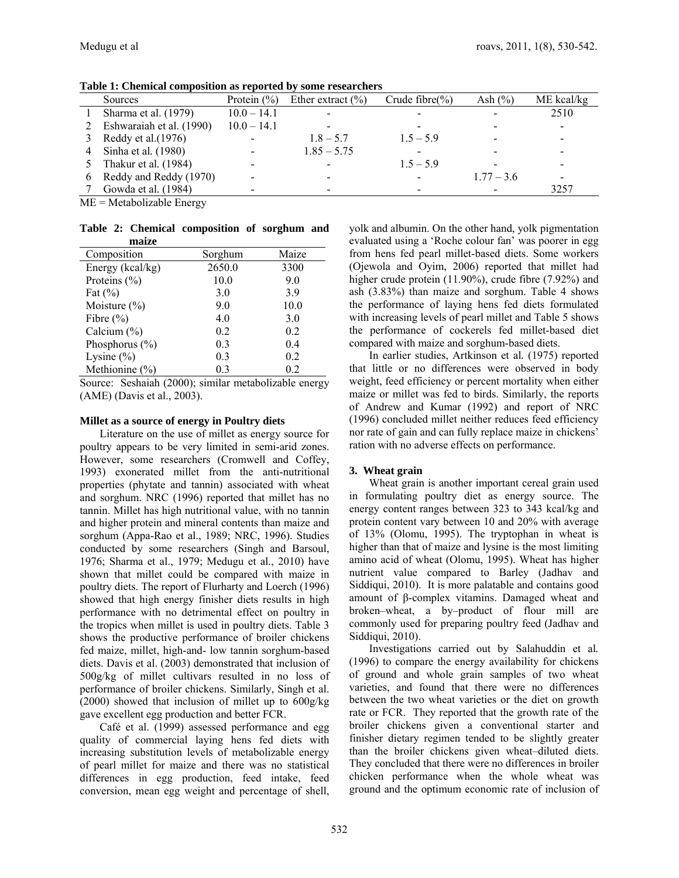**Table 1: Chemical composition as reported by some researchers**

| | Sources | Protein (%) | Ether extract (%) | Crude fibre(%) | Ash (%) | ME kcal/kg |
|---|---|---|---|---|---|---|
| 1 | Sharma et al. (1979) | 10.0 – 14.1 | - | - | - | 2510 |
| 2 | Eshwaraiah et al. (1990) | 10.0 – 14.1 | - | - | - | - |
| 3 | Reddy et al.(1976) | - | 1.8 – 5.7 | 1.5 – 5.9 | - | - |
| 4 | Sinha et al. (1980) | - | 1.85 – 5.75 | - | - | - |
| 5 | Thakur et al. (1984) | - | - | 1.5 – 5.9 | - | - |
| 6 | Reddy and Reddy (1970) | - | - | - | 1.77 – 3.6 | - |
| 7 | Gowda et al. (1984) | - | - | - | - | 3257 |

ME = Metabolizable Energy

**Table 2: Chemical composition of sorghum and maize**

| Composition | Sorghum | Maize |
|---|---|---|
| Energy (kcal/kg) | 2650.0 | 3300 |
| Proteins (%) | 10.0 | 9.0 |
| Fat (%) | 3.0 | 3.9 |
| Moisture (%) | 9.0 | 10.0 |
| Fibre (%) | 4.0 | 3.0 |
| Calcium (%) | 0.2 | 0.2 |
| Phosphorus (%) | 0.3 | 0.4 |
| Lysine (%) | 0.3 | 0.2 |
| Methionine (%) | 0.3 | 0.2 |

Source: Seshaiah (2000); similar metabolizable energy (AME) (Davis et al., 2003).

**Millet as a source of energy in Poultry diets**

Literature on the use of millet as energy source for poultry appears to be very limited in semi-arid zones. However, some researchers (Cromwell and Coffey, 1993) exonerated millet from the anti-nutritional properties (phytate and tannin) associated with wheat and sorghum. NRC (1996) reported that millet has no tannin. Millet has high nutritional value, with no tannin and higher protein and mineral contents than maize and sorghum (Appa-Rao et al., 1989; NRC, 1996). Studies conducted by some researchers (Singh and Barsoul, 1976; Sharma et al., 1979; Medugu et al., 2010) have shown that millet could be compared with maize in poultry diets. The report of Flurharty and Loerch (1996) showed that high energy finisher diets results in high performance with no detrimental effect on poultry in the tropics when millet is used in poultry diets. Table 3 shows the productive performance of broiler chickens fed maize, millet, high-and- low tannin sorghum-based diets. Davis et al. (2003) demonstrated that inclusion of 500g/kg of millet cultivars resulted in no loss of performance of broiler chickens. Similarly, Singh et al. (2000) showed that inclusion of millet up to 600g/kg gave excellent egg production and better FCR.

Café et al. (1999) assessed performance and egg quality of commercial laying hens fed diets with increasing substitution levels of metabolizable energy of pearl millet for maize and there was no statistical differences in egg production, feed intake, feed conversion, mean egg weight and percentage of shell, yolk and albumin. On the other hand, yolk pigmentation evaluated using a 'Roche colour fan' was poorer in egg from hens fed pearl millet-based diets. Some workers (Ojewola and Oyim, 2006) reported that millet had higher crude protein (11.90%), crude fibre (7.92%) and ash (3.83%) than maize and sorghum. Table 4 shows the performance of laying hens fed diets formulated with increasing levels of pearl millet and Table 5 shows the performance of cockerels fed millet-based diet compared with maize and sorghum-based diets.

In earlier studies, Artkinson et al. (1975) reported that little or no differences were observed in body weight, feed efficiency or percent mortality when either maize or millet was fed to birds. Similarly, the reports of Andrew and Kumar (1992) and report of NRC (1996) concluded millet neither reduces feed efficiency nor rate of gain and can fully replace maize in chickens' ration with no adverse effects on performance.

## 3. Wheat grain

Wheat grain is another important cereal grain used in formulating poultry diet as energy source. The energy content ranges between 323 to 343 kcal/kg and protein content vary between 10 and 20% with average of 13% (Olomu, 1995). The tryptophan in wheat is higher than that of maize and lysine is the most limiting amino acid of wheat (Olomu, 1995). Wheat has higher nutrient value compared to Barley (Jadhav and Siddiqui, 2010). It is more palatable and contains good amount of β-complex vitamins. Damaged wheat and broken–wheat, a by–product of flour mill are commonly used for preparing poultry feed (Jadhav and Siddiqui, 2010).

Investigations carried out by Salahuddin et al. (1996) to compare the energy availability for chickens of ground and whole grain samples of two wheat varieties, and found that there were no differences between the two wheat varieties or the diet on growth rate or FCR. They reported that the growth rate of the broiler chickens given a conventional starter and finisher dietary regimen tended to be slightly greater than the broiler chickens given wheat–diluted diets. They concluded that there were no differences in broiler chicken performance when the whole wheat was ground and the optimum economic rate of inclusion of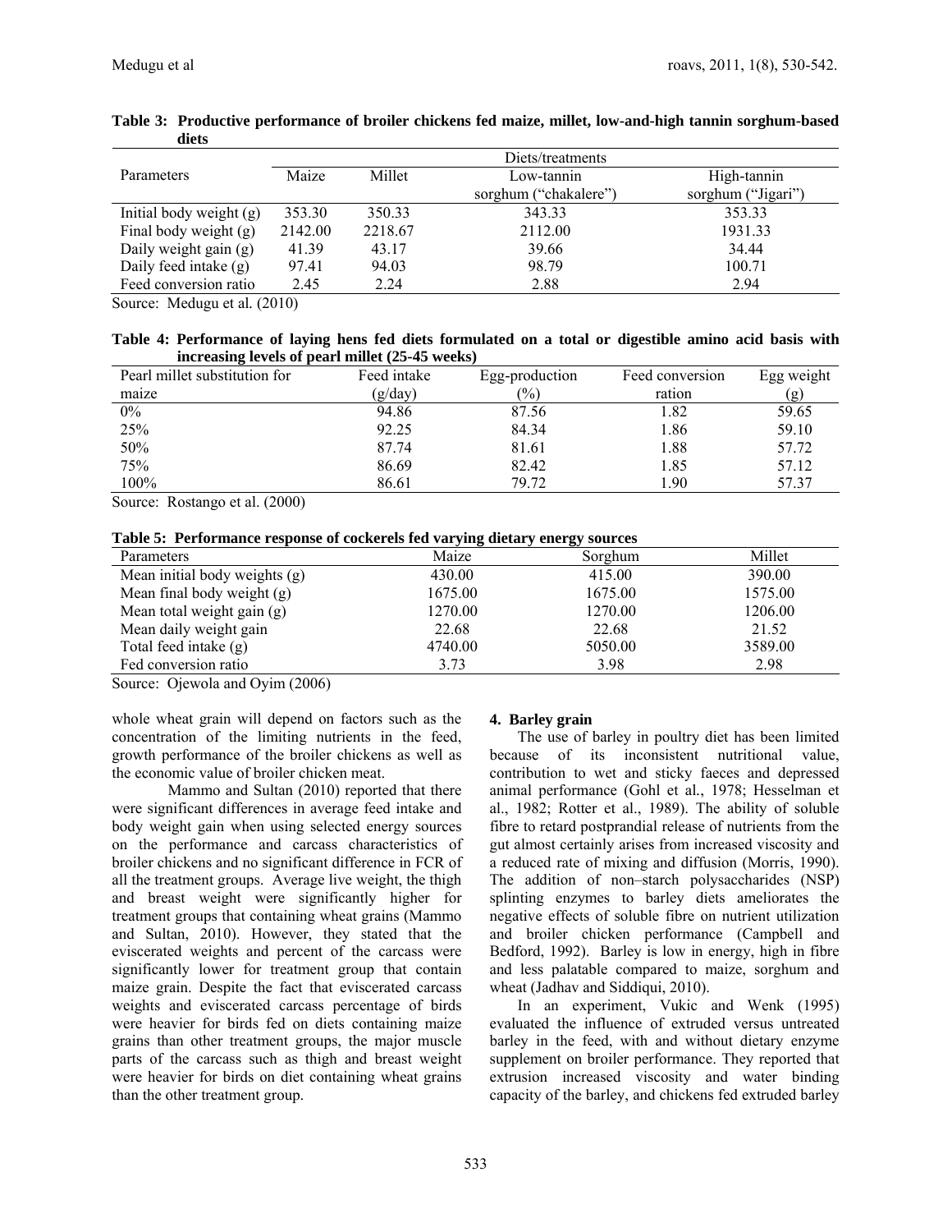**Table 3: Productive performance of broiler chickens fed maize, millet, low-and-high tannin sorghum-based diets**

| Parameters | Diets/treatments | | | |
|---|---|---|---|---|
| | Maize | Millet | Low-tannin sorghum ("chakalere") | High-tannin sorghum ("Jigari") |
| Initial body weight (g) | 353.30 | 350.33 | 343.33 | 353.33 |
| Final body weight (g) | 2142.00 | 2218.67 | 2112.00 | 1931.33 |
| Daily weight gain (g) | 41.39 | 43.17 | 39.66 | 34.44 |
| Daily feed intake (g) | 97.41 | 94.03 | 98.79 | 100.71 |
| Feed conversion ratio | 2.45 | 2.24 | 2.88 | 2.94 |

Source: Medugu et al. (2010)

**Table 4: Performance of laying hens fed diets formulated on a total or digestible amino acid basis with increasing levels of pearl millet (25-45 weeks)**

| Pearl millet substitution for maize | Feed intake (g/day) | Egg-production (%) | Feed conversion ration | Egg weight (g) |
|---|---|---|---|---|
| 0% | 94.86 | 87.56 | 1.82 | 59.65 |
| 25% | 92.25 | 84.34 | 1.86 | 59.10 |
| 50% | 87.74 | 81.61 | 1.88 | 57.72 |
| 75% | 86.69 | 82.42 | 1.85 | 57.12 |
| 100% | 86.61 | 79.72 | 1.90 | 57.37 |

Source: Rostango et al. (2000)

**Table 5: Performance response of cockerels fed varying dietary energy sources**

| Parameters | Maize | Sorghum | Millet |
|---|---|---|---|
| Mean initial body weights (g) | 430.00 | 415.00 | 390.00 |
| Mean final body weight (g) | 1675.00 | 1675.00 | 1575.00 |
| Mean total weight gain (g) | 1270.00 | 1270.00 | 1206.00 |
| Mean daily weight gain | 22.68 | 22.68 | 21.52 |
| Total feed intake (g) | 4740.00 | 5050.00 | 3589.00 |
| Fed conversion ratio | 3.73 | 3.98 | 2.98 |

Source: Ojewola and Oyim (2006)

whole wheat grain will depend on factors such as the concentration of the limiting nutrients in the feed, growth performance of the broiler chickens as well as the economic value of broiler chicken meat.

Mammo and Sultan (2010) reported that there were significant differences in average feed intake and body weight gain when using selected energy sources on the performance and carcass characteristics of broiler chickens and no significant difference in FCR of all the treatment groups. Average live weight, the thigh and breast weight were significantly higher for treatment groups that containing wheat grains (Mammo and Sultan, 2010). However, they stated that the eviscerated weights and percent of the carcass were significantly lower for treatment group that contain maize grain. Despite the fact that eviscerated carcass weights and eviscerated carcass percentage of birds were heavier for birds fed on diets containing maize grains than other treatment groups, the major muscle parts of the carcass such as thigh and breast weight were heavier for birds on diet containing wheat grains than the other treatment group.

#### 4. Barley grain

The use of barley in poultry diet has been limited because of its inconsistent nutritional value, contribution to wet and sticky faeces and depressed animal performance (Gohl et al., 1978; Hesselman et al., 1982; Rotter et al., 1989). The ability of soluble fibre to retard postprandial release of nutrients from the gut almost certainly arises from increased viscosity and a reduced rate of mixing and diffusion (Morris, 1990). The addition of non–starch polysaccharides (NSP) splinting enzymes to barley diets ameliorates the negative effects of soluble fibre on nutrient utilization and broiler chicken performance (Campbell and Bedford, 1992). Barley is low in energy, high in fibre and less palatable compared to maize, sorghum and wheat (Jadhav and Siddiqui, 2010).

In an experiment, Vukic and Wenk (1995) evaluated the influence of extruded versus untreated barley in the feed, with and without dietary enzyme supplement on broiler performance. They reported that extrusion increased viscosity and water binding capacity of the barley, and chickens fed extruded barley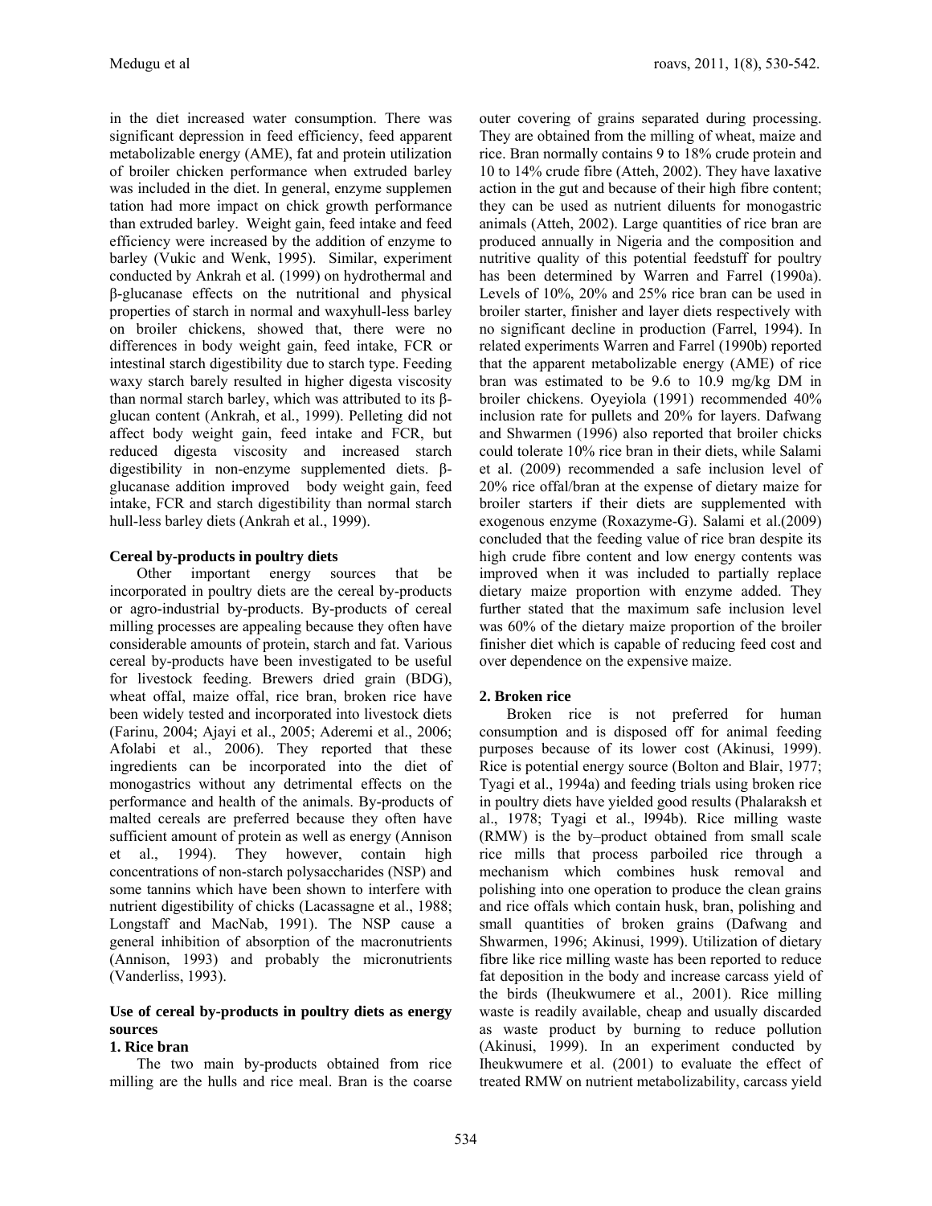in the diet increased water consumption. There was significant depression in feed efficiency, feed apparent metabolizable energy (AME), fat and protein utilization of broiler chicken performance when extruded barley was included in the diet. In general, enzyme supplementation had more impact on chick growth performance than extruded barley. Weight gain, feed intake and feed efficiency were increased by the addition of enzyme to barley (Vukic and Wenk, 1995). Similar, experiment conducted by Ankrah et al. (1999) on hydrothermal and β-glucanase effects on the nutritional and physical properties of starch in normal and waxyhull-less barley on broiler chickens, showed that, there were no differences in body weight gain, feed intake, FCR or intestinal starch digestibility due to starch type. Feeding waxy starch barely resulted in higher digesta viscosity than normal starch barley, which was attributed to its β-glucan content (Ankrah, et al., 1999). Pelleting did not affect body weight gain, feed intake and FCR, but reduced digesta viscosity and increased starch digestibility in non-enzyme supplemented diets. β-glucanase addition improved body weight gain, feed intake, FCR and starch digestibility than normal starch hull-less barley diets (Ankrah et al., 1999).

**Cereal by-products in poultry diets**

Other important energy sources that be incorporated in poultry diets are the cereal by-products or agro-industrial by-products. By-products of cereal milling processes are appealing because they often have considerable amounts of protein, starch and fat. Various cereal by-products have been investigated to be useful for livestock feeding. Brewers dried grain (BDG), wheat offal, maize offal, rice bran, broken rice have been widely tested and incorporated into livestock diets (Farinu, 2004; Ajayi et al., 2005; Aderemi et al., 2006; Afolabi et al., 2006). They reported that these ingredients can be incorporated into the diet of monogastrics without any detrimental effects on the performance and health of the animals. By-products of malted cereals are preferred because they often have sufficient amount of protein as well as energy (Annison et al., 1994). They however, contain high concentrations of non-starch polysaccharides (NSP) and some tannins which have been shown to interfere with nutrient digestibility of chicks (Lacassagne et al., 1988; Longstaff and MacNab, 1991). The NSP cause a general inhibition of absorption of the macronutrients (Annison, 1993) and probably the micronutrients (Vanderliss, 1993).

**Use of cereal by-products in poultry diets as energy sources**

**1. Rice bran**

The two main by-products obtained from rice milling are the hulls and rice meal. Bran is the coarse outer covering of grains separated during processing. They are obtained from the milling of wheat, maize and rice. Bran normally contains 9 to 18% crude protein and 10 to 14% crude fibre (Atteh, 2002). They have laxative action in the gut and because of their high fibre content; they can be used as nutrient diluents for monogastric animals (Atteh, 2002). Large quantities of rice bran are produced annually in Nigeria and the composition and nutritive quality of this potential feedstuff for poultry has been determined by Warren and Farrel (1990a). Levels of 10%, 20% and 25% rice bran can be used in broiler starter, finisher and layer diets respectively with no significant decline in production (Farrel, 1994). In related experiments Warren and Farrel (1990b) reported that the apparent metabolizable energy (AME) of rice bran was estimated to be 9.6 to 10.9 mg/kg DM in broiler chickens. Oyeyiola (1991) recommended 40% inclusion rate for pullets and 20% for layers. Dafwang and Shwarmen (1996) also reported that broiler chicks could tolerate 10% rice bran in their diets, while Salami et al. (2009) recommended a safe inclusion level of 20% rice offal/bran at the expense of dietary maize for broiler starters if their diets are supplemented with exogenous enzyme (Roxazyme-G). Salami et al.(2009) concluded that the feeding value of rice bran despite its high crude fibre content and low energy contents was improved when it was included to partially replace dietary maize proportion with enzyme added. They further stated that the maximum safe inclusion level was 60% of the dietary maize proportion of the broiler finisher diet which is capable of reducing feed cost and over dependence on the expensive maize.

**2. Broken rice**

Broken rice is not preferred for human consumption and is disposed off for animal feeding purposes because of its lower cost (Akinusi, 1999). Rice is potential energy source (Bolton and Blair, 1977; Tyagi et al., 1994a) and feeding trials using broken rice in poultry diets have yielded good results (Phalaraksh et al., 1978; Tyagi et al., l994b). Rice milling waste (RMW) is the by–product obtained from small scale rice mills that process parboiled rice through a mechanism which combines husk removal and polishing into one operation to produce the clean grains and rice offals which contain husk, bran, polishing and small quantities of broken grains (Dafwang and Shwarmen, 1996; Akinusi, 1999). Utilization of dietary fibre like rice milling waste has been reported to reduce fat deposition in the body and increase carcass yield of the birds (Iheukwumere et al., 2001). Rice milling waste is readily available, cheap and usually discarded as waste product by burning to reduce pollution (Akinusi, 1999). In an experiment conducted by Iheukwumere et al. (2001) to evaluate the effect of treated RMW on nutrient metabolizability, carcass yield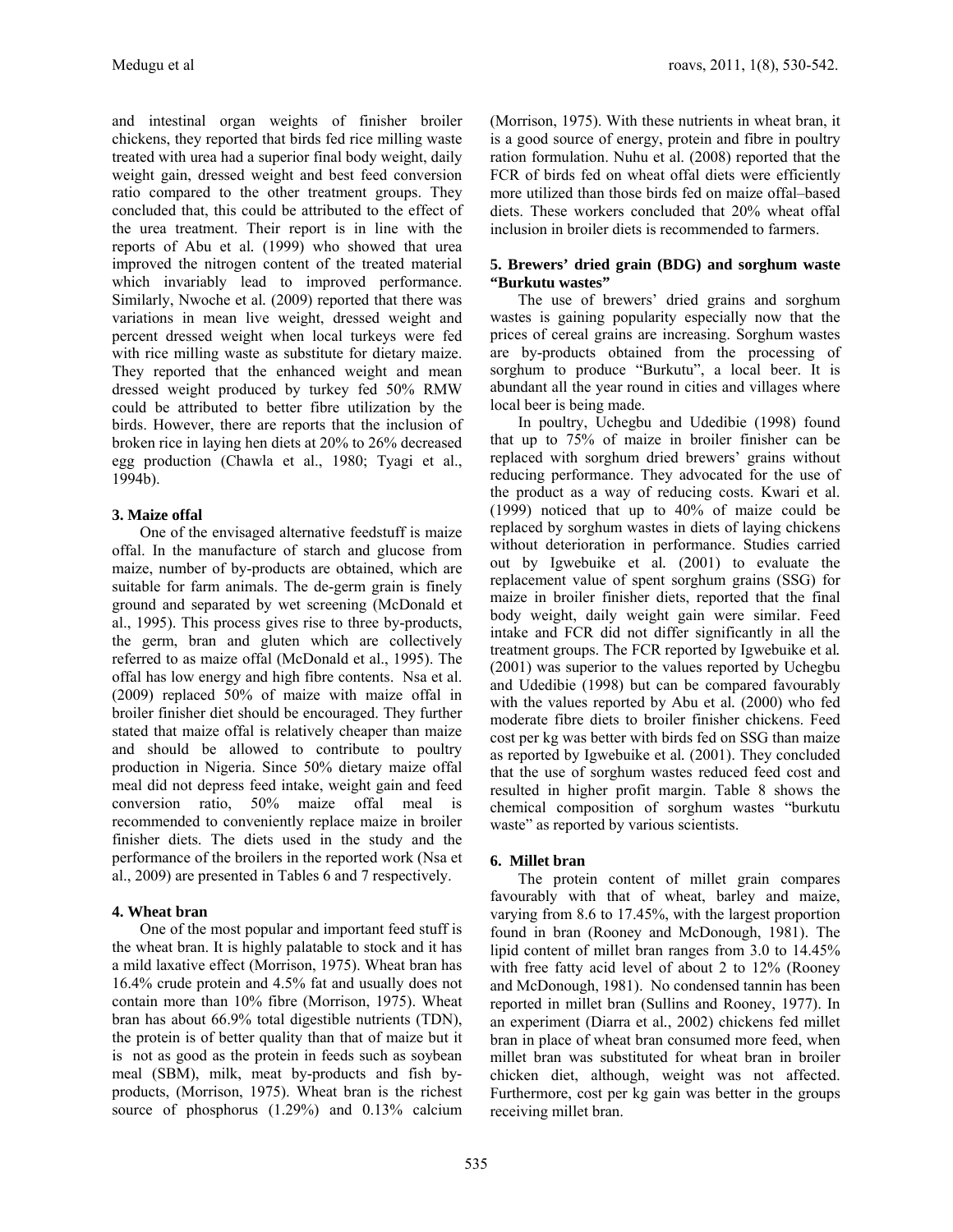and intestinal organ weights of finisher broiler chickens, they reported that birds fed rice milling waste treated with urea had a superior final body weight, daily weight gain, dressed weight and best feed conversion ratio compared to the other treatment groups. They concluded that, this could be attributed to the effect of the urea treatment. Their report is in line with the reports of Abu et al*.* (1999) who showed that urea improved the nitrogen content of the treated material which invariably lead to improved performance. Similarly, Nwoche et al*.* (2009) reported that there was variations in mean live weight, dressed weight and percent dressed weight when local turkeys were fed with rice milling waste as substitute for dietary maize. They reported that the enhanced weight and mean dressed weight produced by turkey fed 50% RMW could be attributed to better fibre utilization by the birds. However, there are reports that the inclusion of broken rice in laying hen diets at 20% to 26% decreased egg production (Chawla et al., 1980; Tyagi et al., 1994b).

### 3. Maize offal

One of the envisaged alternative feedstuff is maize offal. In the manufacture of starch and glucose from maize, number of by-products are obtained, which are suitable for farm animals. The de-germ grain is finely ground and separated by wet screening (McDonald et al., 1995). This process gives rise to three by-products, the germ, bran and gluten which are collectively referred to as maize offal (McDonald et al., 1995). The offal has low energy and high fibre contents. Nsa et al. (2009) replaced 50% of maize with maize offal in broiler finisher diet should be encouraged. They further stated that maize offal is relatively cheaper than maize and should be allowed to contribute to poultry production in Nigeria. Since 50% dietary maize offal meal did not depress feed intake, weight gain and feed conversion ratio, 50% maize offal meal is recommended to conveniently replace maize in broiler finisher diets. The diets used in the study and the performance of the broilers in the reported work (Nsa et al., 2009) are presented in Tables 6 and 7 respectively.

### 4. Wheat bran

One of the most popular and important feed stuff is the wheat bran. It is highly palatable to stock and it has a mild laxative effect (Morrison, 1975). Wheat bran has 16.4% crude protein and 4.5% fat and usually does not contain more than 10% fibre (Morrison, 1975). Wheat bran has about 66.9% total digestible nutrients (TDN), the protein is of better quality than that of maize but it is not as good as the protein in feeds such as soybean meal (SBM), milk, meat by-products and fish by-products, (Morrison, 1975). Wheat bran is the richest source of phosphorus (1.29%) and 0.13% calcium (Morrison, 1975). With these nutrients in wheat bran, it is a good source of energy, protein and fibre in poultry ration formulation. Nuhu et al. (2008) reported that the FCR of birds fed on wheat offal diets were efficiently more utilized than those birds fed on maize offal–based diets. These workers concluded that 20% wheat offal inclusion in broiler diets is recommended to farmers.

### 5. Brewers' dried grain (BDG) and sorghum waste "Burkutu wastes"

The use of brewers' dried grains and sorghum wastes is gaining popularity especially now that the prices of cereal grains are increasing. Sorghum wastes are by-products obtained from the processing of sorghum to produce "Burkutu", a local beer. It is abundant all the year round in cities and villages where local beer is being made.

In poultry, Uchegbu and Udedibie (1998) found that up to 75% of maize in broiler finisher can be replaced with sorghum dried brewers' grains without reducing performance. They advocated for the use of the product as a way of reducing costs. Kwari et al. (1999) noticed that up to 40% of maize could be replaced by sorghum wastes in diets of laying chickens without deterioration in performance. Studies carried out by Igwebuike et al*.* (2001) to evaluate the replacement value of spent sorghum grains (SSG) for maize in broiler finisher diets, reported that the final body weight, daily weight gain were similar. Feed intake and FCR did not differ significantly in all the treatment groups. The FCR reported by Igwebuike et al*.* (2001) was superior to the values reported by Uchegbu and Udedibie (1998) but can be compared favourably with the values reported by Abu et al*.* (2000) who fed moderate fibre diets to broiler finisher chickens. Feed cost per kg was better with birds fed on SSG than maize as reported by Igwebuike et al*.* (2001). They concluded that the use of sorghum wastes reduced feed cost and resulted in higher profit margin. Table 8 shows the chemical composition of sorghum wastes "burkutu waste" as reported by various scientists.

### 6. Millet bran

The protein content of millet grain compares favourably with that of wheat, barley and maize, varying from 8.6 to 17.45%, with the largest proportion found in bran (Rooney and McDonough, 1981). The lipid content of millet bran ranges from 3.0 to 14.45% with free fatty acid level of about 2 to 12% (Rooney and McDonough, 1981). No condensed tannin has been reported in millet bran (Sullins and Rooney, 1977). In an experiment (Diarra et al*.*, 2002) chickens fed millet bran in place of wheat bran consumed more feed, when millet bran was substituted for wheat bran in broiler chicken diet, although, weight was not affected. Furthermore, cost per kg gain was better in the groups receiving millet bran.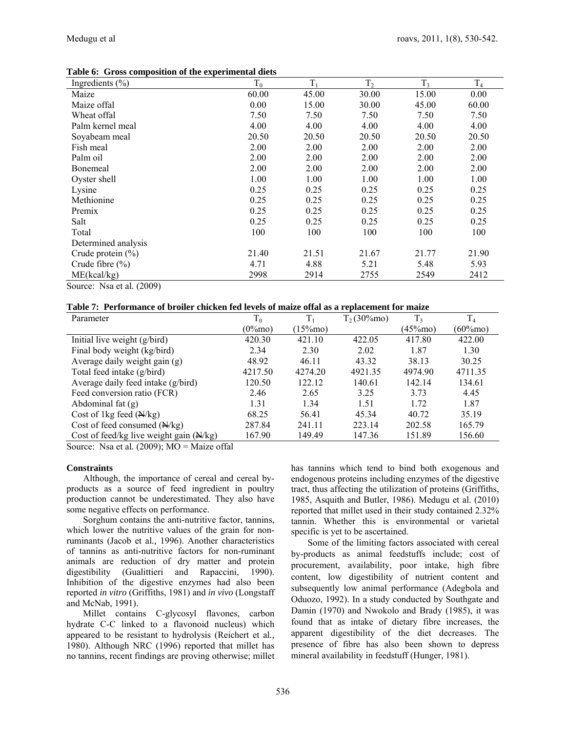**Table 6: Gross composition of the experimental diets**

| Ingredients (%) | $T_0$ | $T_1$ | $T_2$ | $T_3$ | $T_4$ |
|---|---|---|---|---|---|
| Maize | 60.00 | 45.00 | 30.00 | 15.00 | 0.00 |
| Maize offal | 0.00 | 15.00 | 30.00 | 45.00 | 60.00 |
| Wheat offal | 7.50 | 7.50 | 7.50 | 7.50 | 7.50 |
| Palm kernel meal | 4.00 | 4.00 | 4.00 | 4.00 | 4.00 |
| Soyabeam meal | 20.50 | 20.50 | 20.50 | 20.50 | 20.50 |
| Fish meal | 2.00 | 2.00 | 2.00 | 2.00 | 2.00 |
| Palm oil | 2.00 | 2.00 | 2.00 | 2.00 | 2.00 |
| Bonemeal | 2.00 | 2.00 | 2.00 | 2.00 | 2.00 |
| Oyster shell | 1.00 | 1.00 | 1.00 | 1.00 | 1.00 |
| Lysine | 0.25 | 0.25 | 0.25 | 0.25 | 0.25 |
| Methionine | 0.25 | 0.25 | 0.25 | 0.25 | 0.25 |
| Premix | 0.25 | 0.25 | 0.25 | 0.25 | 0.25 |
| Salt | 0.25 | 0.25 | 0.25 | 0.25 | 0.25 |
| Total | 100 | 100 | 100 | 100 | 100 |
| Determined analysis | | | | | |
| Crude protein (%) | 21.40 | 21.51 | 21.67 | 21.77 | 21.90 |
| Crude fibre (%) | 4.71 | 4.88 | 5.21 | 5.48 | 5.93 |
| ME(kcal/kg) | 2998 | 2914 | 2755 | 2549 | 2412 |

Source: Nsa et al*.* (2009)

**Table 7: Performance of broiler chicken fed levels of maize offal as a replacement for maize**

| Parameter | $T_0$ (0%mo) | $T_1$ (15%mo) | $T_2$ (30%mo) | $T_3$ (45%mo) | $T_4$ (60%mo) |
|---|---|---|---|---|---|
| Initial live weight (g/bird) | 420.30 | 421.10 | 422.05 | 417.80 | 422.00 |
| Final body weight (kg/bird) | 2.34 | 2.30 | 2.02 | 1.87 | 1.30 |
| Average daily weight gain (g) | 48.92 | 46.11 | 43.32 | 38.13 | 30.25 |
| Total feed intake (g/bird) | 4217.50 | 4274.20 | 4921.35 | 4974.90 | 4711.35 |
| Average daily feed intake (g/bird) | 120.50 | 122.12 | 140.61 | 142.14 | 134.61 |
| Feed conversion ratio (FCR) | 2.46 | 2.65 | 3.25 | 3.73 | 4.45 |
| Abdominal fat (g) | 1.31 | 1.34 | 1.51 | 1.72 | 1.87 |
| Cost of 1kg feed (₦/kg) | 68.25 | 56.41 | 45.34 | 40.72 | 35.19 |
| Cost of feed consumed (₦/kg) | 287.84 | 241.11 | 223.14 | 202.58 | 165.79 |
| Cost of feed/kg live weight gain (₦/kg) | 167.90 | 149.49 | 147.36 | 151.89 | 156.60 |

Source: Nsa et al*.* (2009); MO = Maize offal

**Constraints**

Although, the importance of cereal and cereal by-products as a source of feed ingredient in poultry production cannot be underestimated. They also have some negative effects on performance.

Sorghum contains the anti-nutritive factor, tannins, which lower the nutritive values of the grain for non-ruminants (Jacob et al*.,* 1996). Another characteristics of tannins as anti-nutritive factors for non-ruminant animals are reduction of dry matter and protein digestibility (Gualittieri and Rapaccini, 1990). Inhibition of the digestive enzymes had also been reported *in vitro* (Griffiths, 1981) and *in vivo* (Longstaff and McNab, 1991).

Millet contains C-glycosyl flavones, carbon hydrate C-C linked to a flavonoid nucleus) which appeared to be resistant to hydrolysis (Reichert et al*.,* 1980). Although NRC (1996) reported that millet has no tannins, recent findings are proving otherwise; millet has tannins which tend to bind both exogenous and endogenous proteins including enzymes of the digestive tract, thus affecting the utilization of proteins (Griffiths, 1985, Asquith and Butler, 1986). Medugu et al*.* (2010) reported that millet used in their study contained 2.32% tannin. Whether this is environmental or varietal specific is yet to be ascertained.

Some of the limiting factors associated with cereal by-products as animal feedstuffs include; cost of procurement, availability, poor intake, high fibre content, low digestibility of nutrient content and subsequently low animal performance (Adegbola and Oduozo, 1992). In a study conducted by Southgate and Damin (1970) and Nwokolo and Brady (1985), it was found that as intake of dietary fibre increases, the apparent digestibility of the diet decreases. The presence of fibre has also been shown to depress mineral availability in feedstuff (Hunger, 1981).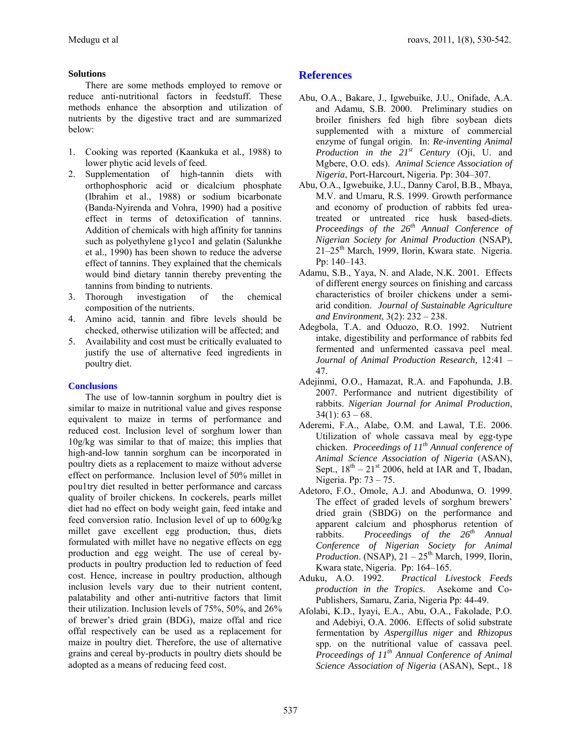### Solutions

There are some methods employed to remove or reduce anti-nutritional factors in feedstuff. These methods enhance the absorption and utilization of nutrients by the digestive tract and are summarized below:

1. Cooking was reported (Kaankuka et al*.,* 1988) to lower phytic acid levels of feed.
2. Supplementation of high-tannin diets with orthophosphoric acid or dicalcium phosphate (Ibrahim et al., 1988) or sodium bicarbonate (Banda-Nyirenda and Vohra, 1990) had a positive effect in terms of detoxification of tannins. Addition of chemicals with high affinity for tannins such as polyethylene g1yco1 and gelatin (Salunkhe et al., 1990) has been shown to reduce the adverse effect of tannins. They explained that the chemicals would bind dietary tannin thereby preventing the tannins from binding to nutrients.
3. Thorough investigation of the chemical composition of the nutrients.
4. Amino acid, tannin and fibre levels should be checked, otherwise utilization will be affected; and
5. Availability and cost must be critically evaluated to justify the use of alternative feed ingredients in poultry diet.

### Conclusions

The use of low-tannin sorghum in poultry diet is similar to maize in nutritional value and gives response equivalent to maize in terms of performance and reduced cost. Inclusion level of sorghum lower than 10g/kg was similar to that of maize; this implies that high-and-low tannin sorghum can be incorporated in poultry diets as a replacement to maize without adverse effect on performance. Inclusion level of 50% millet in pou1try diet resulted in better performance and carcass quality of broiler chickens. In cockerels, pearls millet diet had no effect on body weight gain, feed intake and feed conversion ratio. Inclusion level of up to 600g/kg millet gave excellent egg production, thus, diets formulated with millet have no negative effects on egg production and egg weight. The use of cereal by-products in poultry production led to reduction of feed cost. Hence, increase in poultry production, although inclusion levels vary due to their nutrient content, palatability and other anti-nutritive factors that limit their utilization. Inclusion levels of 75%, 50%, and 26% of brewer's dried grain (BDG), maize offal and rice offal respectively can be used as a replacement for maize in poultry diet. Therefore, the use of alternative grains and cereal by-products in poultry diets should be adopted as a means of reducing feed cost.

## References

Abu, O.A., Bakare, J., Igwebuike, J.U., Onifade, A.A. and Adamu, S.B. 2000. Preliminary studies on broiler finishers fed high fibre soybean diets supplemented with a mixture of commercial enzyme of fungal origin. In: *Re-inventing Animal Production in the 21st Century* (Oji, U. and Mgbere, O.O. eds). *Animal Science Association of Nigeria*, Port-Harcourt, Nigeria. Pp: 304–307.

Abu, O.A., Igwebuike, J.U., Danny Carol, B.B., Mbaya, M.V. and Umaru, R.S. 1999. Growth performance and economy of production of rabbits fed urea-treated or untreated rice husk based-diets. *Proceedings of the 26th Annual Conference of Nigerian Society for Animal Production* (NSAP), 21–25th March, 1999, Ilorin, Kwara state. Nigeria. Pp: 140–143.

Adamu, S.B., Yaya, N. and Alade, N.K. 2001. Effects of different energy sources on finishing and carcass characteristics of broiler chickens under a semi-arid condition. *Journal of Sustainable Agriculture and Environment*, 3(2): 232 – 238.

Adegbola, T.A. and Oduozo, R.O. 1992. Nutrient intake, digestibility and performance of rabbits fed fermented and unfermented cassava peel meal. *Journal of Animal Production Research,* 12:41 – 47.

Adejinmi, O.O., Hamazat, R.A. and Fapohunda, J.B. 2007. Performance and nutrient digestibility of rabbits. *Nigerian Journal for Animal Production*, 34(1): 63 – 68.

Aderemi, F.A., Alabe, O.M. and Lawal, T.E. 2006. Utilization of whole cassava meal by egg-type chicken. *Proceedings of 11th Annual conference of Animal Science Association of Nigeria* (ASAN), Sept., 18th – 21st 2006, held at IAR and T, Ibadan, Nigeria. Pp: 73 – 75.

Adetoro, F.O., Omole, A.J. and Abodunwa, O. 1999. The effect of graded levels of sorghum brewers' dried grain (SBDG) on the performance and apparent calcium and phosphorus retention of rabbits. *Proceedings of the 26th Annual Conference of Nigerian Society for Animal Production*. (NSAP), 21 – 25th March, 1999, Ilorin, Kwara state, Nigeria. Pp: 164–165.

Aduku, A.O. 1992. *Practical Livestock Feeds production in the Tropics*. Asekome and Co-Publishers, Samaru, Zaria, Nigeria Pp: 44-49.

Afolabi, K.D., Iyayi, E.A., Abu, O.A., Fakolade, P.O. and Adebiyi, O.A. 2006. Effects of solid substrate fermentation by *Aspergillus niger* and *Rhizopus* spp. on the nutritional value of cassava peel. *Proceedings of 11th Annual Conference of Animal Science Association of Nigeria* (ASAN), Sept., 18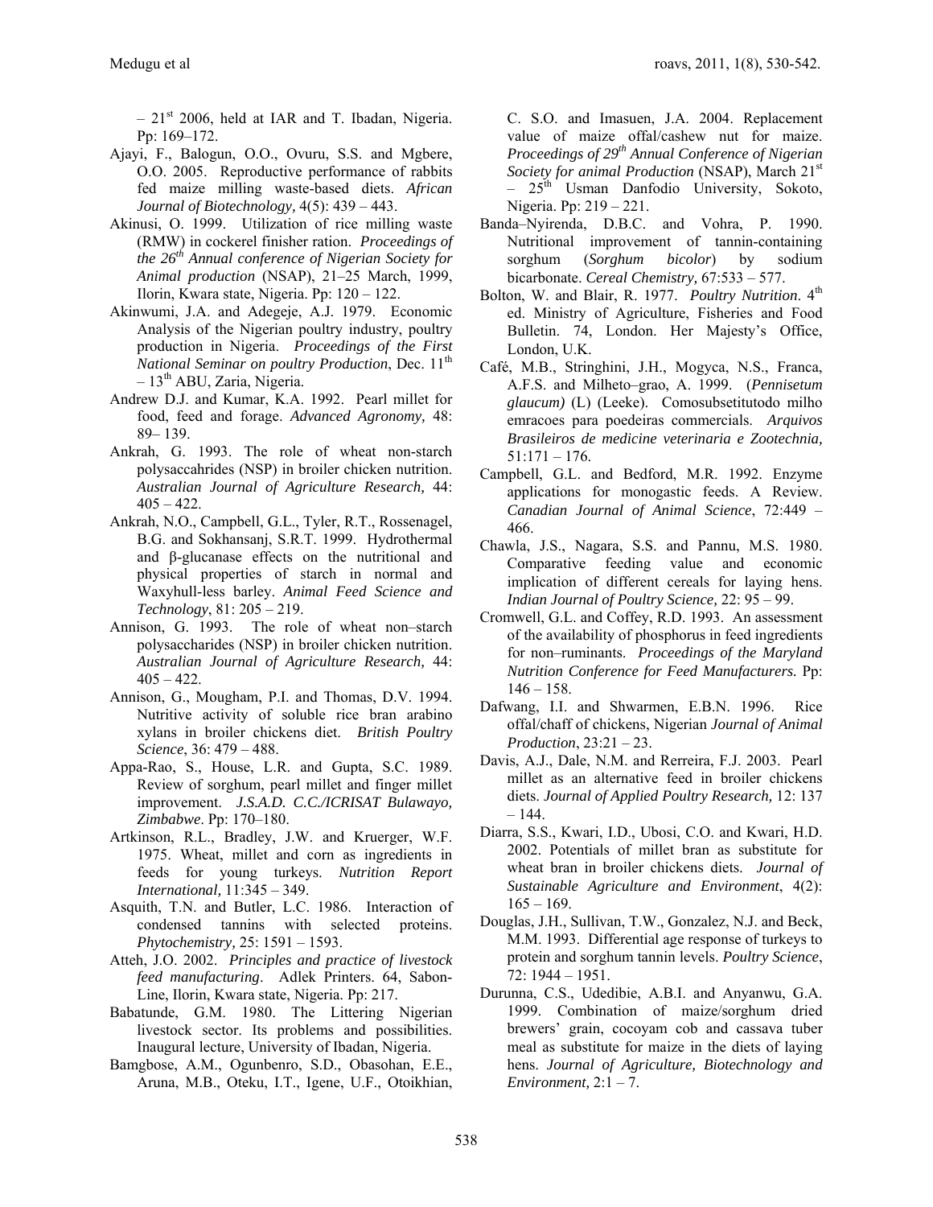– 21st 2006, held at IAR and T. Ibadan, Nigeria. Pp: 169–172.

Ajayi, F., Balogun, O.O., Ovuru, S.S. and Mgbere, O.O. 2005. Reproductive performance of rabbits fed maize milling waste-based diets. *African Journal of Biotechnology,* 4(5): 439 – 443.

Akinusi, O. 1999. Utilization of rice milling waste (RMW) in cockerel finisher ration. *Proceedings of the 26th Annual conference of Nigerian Society for Animal production* (NSAP), 21–25 March, 1999, Ilorin, Kwara state, Nigeria. Pp: 120 – 122.

Akinwumi, J.A. and Adegeje, A.J. 1979. Economic Analysis of the Nigerian poultry industry, poultry production in Nigeria. *Proceedings of the First National Seminar on poultry Production*, Dec. 11th – 13th ABU, Zaria, Nigeria.

Andrew D.J. and Kumar, K.A. 1992. Pearl millet for food, feed and forage. *Advanced Agronomy,* 48: 89– 139.

Ankrah, G. 1993. The role of wheat non-starch polysaccahrides (NSP) in broiler chicken nutrition. *Australian Journal of Agriculture Research,* 44: 405 – 422.

Ankrah, N.O., Campbell, G.L., Tyler, R.T., Rossenagel, B.G. and Sokhansanj, S.R.T. 1999. Hydrothermal and β-glucanase effects on the nutritional and physical properties of starch in normal and Waxyhull-less barley. *Animal Feed Science and Technology*, 81: 205 – 219.

Annison, G. 1993. The role of wheat non–starch polysaccharides (NSP) in broiler chicken nutrition. *Australian Journal of Agriculture Research,* 44: 405 – 422.

Annison, G., Mougham, P.I. and Thomas, D.V. 1994. Nutritive activity of soluble rice bran arabino xylans in broiler chickens diet. *British Poultry Science*, 36: 479 – 488.

Appa-Rao, S., House, L.R. and Gupta, S.C. 1989. Review of sorghum, pearl millet and finger millet improvement. *J.S.A.D. C.C./ICRISAT Bulawayo, Zimbabwe*. Pp: 170–180.

Artkinson, R.L., Bradley, J.W. and Kruerger, W.F. 1975. Wheat, millet and corn as ingredients in feeds for young turkeys. *Nutrition Report International,* 11:345 – 349.

Asquith, T.N. and Butler, L.C. 1986. Interaction of condensed tannins with selected proteins. *Phytochemistry,* 25: 1591 – 1593.

Atteh, J.O. 2002. *Principles and practice of livestock feed manufacturing*. Adlek Printers. 64, Sabon-Line, Ilorin, Kwara state, Nigeria. Pp: 217.

Babatunde, G.M. 1980. The Littering Nigerian livestock sector. Its problems and possibilities. Inaugural lecture, University of Ibadan, Nigeria.

Bamgbose, A.M., Ogunbenro, S.D., Obasohan, E.E., Aruna, M.B., Oteku, I.T., Igene, U.F., Otoikhian, C. S.O. and Imasuen, J.A. 2004. Replacement value of maize offal/cashew nut for maize. *Proceedings of 29th Annual Conference of Nigerian Society for animal Production* (NSAP), March 21st – 25th Usman Danfodio University, Sokoto, Nigeria. Pp: 219 – 221.

Banda–Nyirenda, D.B.C. and Vohra, P. 1990. Nutritional improvement of tannin-containing sorghum (*Sorghum bicolor*) by sodium bicarbonate. *Cereal Chemistry,* 67:533 – 577.

Bolton, W. and Blair, R. 1977. *Poultry Nutrition*. 4th ed. Ministry of Agriculture, Fisheries and Food Bulletin. 74, London. Her Majesty's Office, London, U.K.

Café, M.B., Stringhini, J.H., Mogyca, N.S., Franca, A.F.S. and Milheto–grao, A. 1999. (*Pennisetum glaucum)* (L) (Leeke). Comosubsetitutodo milho emracoes para poedeiras commercials. *Arquivos Brasileiros de medicine veterinaria e Zootechnia,* 51:171 – 176.

Campbell, G.L. and Bedford, M.R. 1992. Enzyme applications for monogastic feeds. A Review. *Canadian Journal of Animal Science*, 72:449 – 466.

Chawla, J.S., Nagara, S.S. and Pannu, M.S. 1980. Comparative feeding value and economic implication of different cereals for laying hens. *Indian Journal of Poultry Science,* 22: 95 – 99.

Cromwell, G.L. and Coffey, R.D. 1993. An assessment of the availability of phosphorus in feed ingredients for non–ruminants. *Proceedings of the Maryland Nutrition Conference for Feed Manufacturers.* Pp: 146 – 158.

Dafwang, I.I. and Shwarmen, E.B.N. 1996. Rice offal/chaff of chickens, Nigerian *Journal of Animal Production*, 23:21 – 23.

Davis, A.J., Dale, N.M. and Rerreira, F.J. 2003. Pearl millet as an alternative feed in broiler chickens diets. *Journal of Applied Poultry Research,* 12: 137 – 144.

Diarra, S.S., Kwari, I.D., Ubosi, C.O. and Kwari, H.D. 2002. Potentials of millet bran as substitute for wheat bran in broiler chickens diets. *Journal of Sustainable Agriculture and Environment*, 4(2): 165 – 169.

Douglas, J.H., Sullivan, T.W., Gonzalez, N.J. and Beck, M.M. 1993. Differential age response of turkeys to protein and sorghum tannin levels. *Poultry Science*, 72: 1944 – 1951.

Durunna, C.S., Udedibie, A.B.I. and Anyanwu, G.A. 1999. Combination of maize/sorghum dried brewers' grain, cocoyam cob and cassava tuber meal as substitute for maize in the diets of laying hens. *Journal of Agriculture, Biotechnology and Environment,* 2:1 – 7.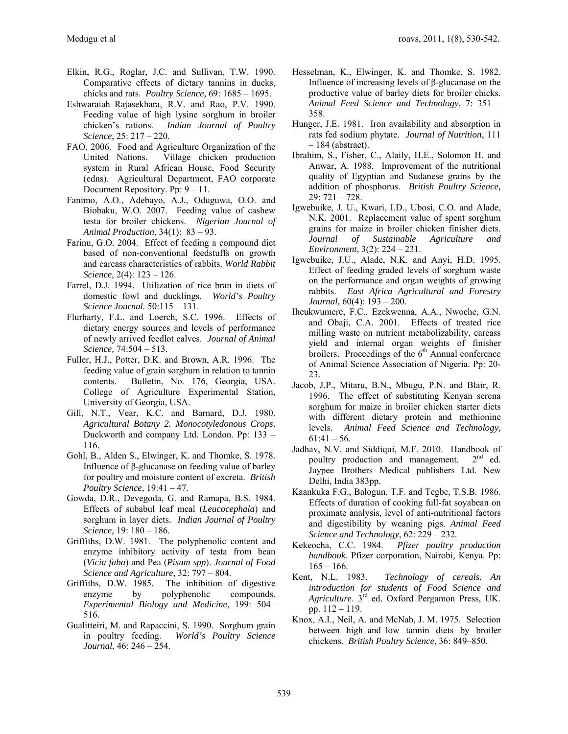Elkin, R.G., Roglar, J.C. and Sullivan, T.W. 1990. Comparative effects of dietary tannins in ducks, chicks and rats. *Poultry Science,* 69: 1685 – 1695.

Eshwaraiah–Rajasekhara, R.V. and Rao, P.V. 1990. Feeding value of high lysine sorghum in broiler chicken's rations. *Indian Journal of Poultry Science*, 25: 217 – 220.

FAO, 2006. Food and Agriculture Organization of the United Nations. Village chicken production system in Rural African House, Food Security (edns). Agricultural Department, FAO corporate Document Repository. Pp: 9 – 11.

Fanimo, A.O., Adebayo, A.J., Oduguwa, O.O. and Biobaku, W.O. 2007. Feeding value of cashew testa for broiler chickens. *Nigerian Journal of Animal Production*, 34(1): 83 – 93.

Farinu, G.O. 2004. Effect of feeding a compound diet based of non-conventional feedstuffs on growth and carcass characteristics of rabbits. *World Rabbit Science,* 2(4): 123 – 126.

Farrel, D.J. 1994. Utilization of rice bran in diets of domestic fowl and ducklings. *World's Poultry Science Journal.* 50:115 – 131.

Flurharty, F.L. and Loerch, S.C. 1996. Effects of dietary energy sources and levels of performance of newly arrived feedlot calves. *Journal of Animal Science,* 74:504 – 513.

Fuller, H.J., Potter, D.K. and Brown, A.R. 1996. The feeding value of grain sorghum in relation to tannin contents. Bulletin, No. 176, Georgia, USA. College of Agriculture Experimental Station, University of Georgia, USA.

Gill, N.T., Vear, K.C. and Barnard, D.J. 1980. *Agricultural Botany 2. Monocotyledonous Crops*. Duckworth and company Ltd. London. Pp: 133 – 116.

Gohl, B., Alden S., Elwinger, K. and Thomke, S. 1978. Influence of β-glucanase on feeding value of barley for poultry and moisture content of excreta. *British Poultry Science*, 19:41 – 47.

Gowda, D.R., Devegoda, G. and Ramapa, B.S. 1984. Effects of subabul leaf meal (*Leucocephala*) and sorghum in layer diets. *Indian Journal of Poultry Science,* 19: 180 – 186.

Griffiths, D.W. 1981. The polyphenolic content and enzyme inhibitory activity of testa from bean (*Vicia faba*) and Pea (*Pisum spp*). *Journal of Food Science and Agriculture*, 32: 797 – 804.

Griffiths, D.W. 1985. The inhibition of digestive enzyme by polyphenolic compounds. *Experimental Biology and Medicine*, 199: 504– 516.

Gualitteiri, M. and Rapaccini, S. 1990. Sorghum grain in poultry feeding. *World's Poultry Science Journal*, 46: 246 – 254.

Hesselman, K., Elwinger, K. and Thomke, S. 1982. Influence of increasing levels of β-glucanase on the productive value of barley diets for broiler chicks. *Animal Feed Science and Technology*, 7: 351 – 358.

Hunger, J.E. 1981. Iron availability and absorption in rats fed sodium phytate. *Journal of Nutrition*, 111 – 184 (abstract).

Ibrahim, S., Fisher, C., Alaily, H.E., Solomon H. and Anwar, A. 1988. Improvement of the nutritional quality of Egyptian and Sudanese grains by the addition of phosphorus. *British Poultry Science,* 29: 721 – 728.

Igwebuike, J. U., Kwari, I.D., Ubosi, C.O. and Alade, N.K. 2001. Replacement value of spent sorghum grains for maize in broiler chicken finisher diets. *Journal of Sustainable Agriculture and Environment*, 3(2): 224 – 231.

Igwebuike, J.U., Alade, N.K. and Anyi, H.D. 1995. Effect of feeding graded levels of sorghum waste on the performance and organ weights of growing rabbits. *East Africa Agricultural and Forestry Journal,* 60(4): 193 – 200.

Iheukwumere, F.C., Ezekwenna, A.A., Nwoche, G.N. and Obaji, C.A. 2001. Effects of treated rice milling waste on nutrient metabolizability, carcass yield and internal organ weights of finisher broilers. Proceedings of the 6th Annual conference of Animal Science Association of Nigeria. Pp: 20-23.

Jacob, J.P., Mitaru, B.N., Mbugu, P.N. and Blair, R. 1996. The effect of substituting Kenyan serena sorghum for maize in broiler chicken starter diets with different dietary protein and methionine levels. *Animal Feed Science and Technology,* 61:41 – 56.

Jadhav, N.V. and Siddiqui, M.F. 2010. Handbook of poultry production and management. 2nd ed. Jaypee Brothers Medical publishers Ltd. New Delhi, India 383pp.

Kaankuka F.G., Balogun, T.F. and Tegbe, T.S.B. 1986. Effects of duration of cooking full-fat soyabean on proximate analysis, level of anti-nutritional factors and digestibility by weaning pigs. *Animal Feed Science and Technology*, 62: 229 – 232.

Kekeocha, C.C. 1984. *Pfizer poultry production handbook.* Pfizer corporation, Nairobi, Kenya. Pp: 165 – 166.

Kent, N.L. 1983. *Technology of cereals. An introduction for students of Food Science and Agriculture*. 3rd ed. Oxford Pergamon Press, UK. pp. 112 – 119.

Knox, A.I., Neil, A. and McNab, J. M. 1975. Selection between high–and–low tannin diets by broiler chickens. *British Poultry Science*, 36: 849–850.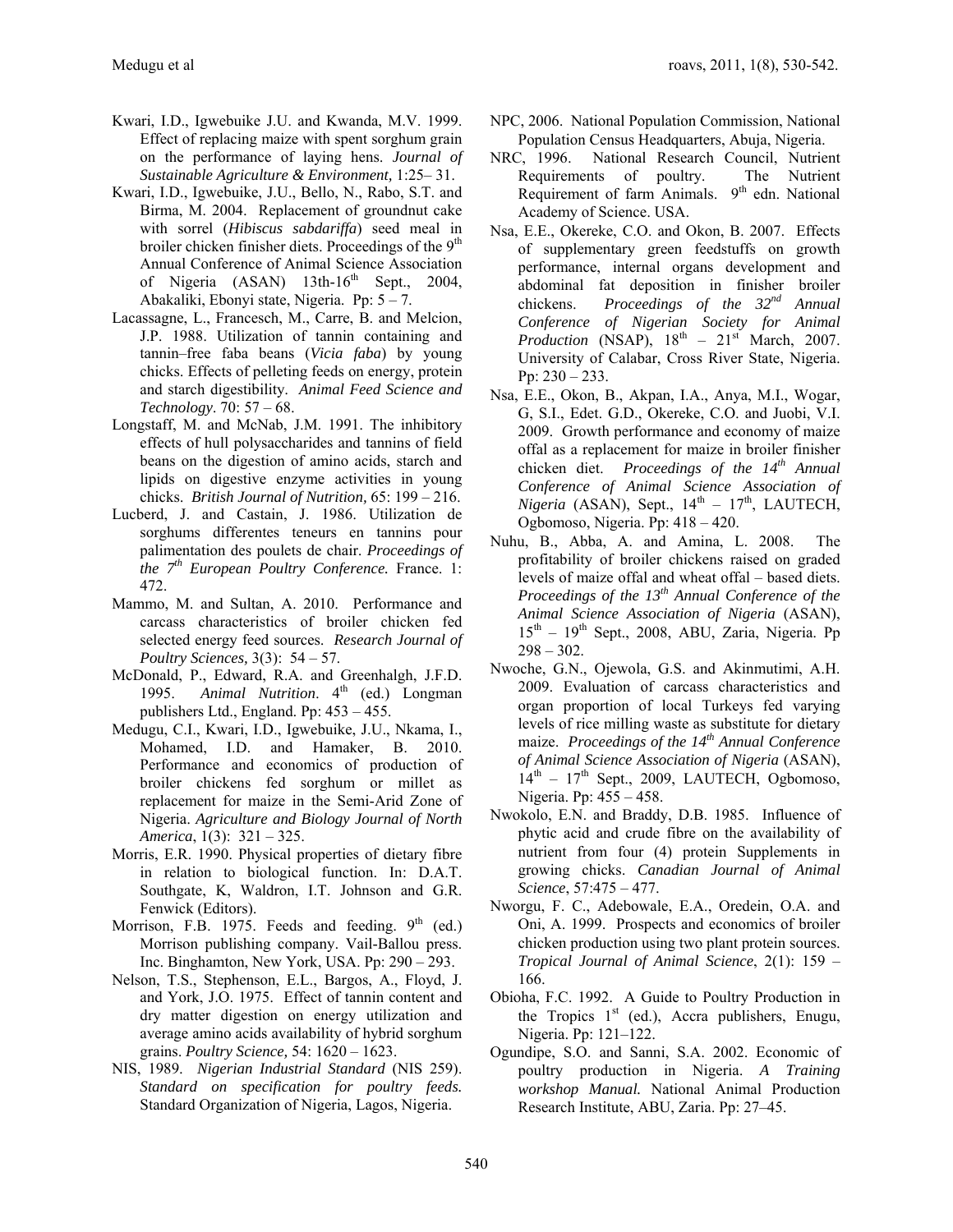Kwari, I.D., Igwebuike J.U. and Kwanda, M.V. 1999. Effect of replacing maize with spent sorghum grain on the performance of laying hens. *Journal of Sustainable Agriculture & Environment,* 1:25– 31.

Kwari, I.D., Igwebuike, J.U., Bello, N., Rabo, S.T. and Birma, M. 2004. Replacement of groundnut cake with sorrel (*Hibiscus sabdariffa*) seed meal in broiler chicken finisher diets. Proceedings of the 9th Annual Conference of Animal Science Association of Nigeria (ASAN) 13th-16th Sept., 2004, Abakaliki, Ebonyi state, Nigeria. Pp: 5 – 7.

Lacassagne, L., Francesch, M., Carre, B. and Melcion, J.P. 1988. Utilization of tannin containing and tannin–free faba beans (*Vicia faba*) by young chicks. Effects of pelleting feeds on energy, protein and starch digestibility. *Animal Feed Science and Technology*. 70: 57 – 68.

Longstaff, M. and McNab, J.M. 1991. The inhibitory effects of hull polysaccharides and tannins of field beans on the digestion of amino acids, starch and lipids on digestive enzyme activities in young chicks. *British Journal of Nutrition,* 65: 199 – 216.

Lucberd, J. and Castain, J. 1986. Utilization de sorghums differentes teneurs en tannins pour palimentation des poulets de chair. *Proceedings of the 7th European Poultry Conference.* France. 1: 472.

Mammo, M. and Sultan, A. 2010. Performance and carcass characteristics of broiler chicken fed selected energy feed sources. *Research Journal of Poultry Sciences,* 3(3): 54 – 57.

McDonald, P., Edward, R.A. and Greenhalgh, J.F.D. 1995. *Animal Nutrition*. 4th (ed.) Longman publishers Ltd., England. Pp: 453 – 455.

Medugu, C.I., Kwari, I.D., Igwebuike, J.U., Nkama, I., Mohamed, I.D. and Hamaker, B. 2010. Performance and economics of production of broiler chickens fed sorghum or millet as replacement for maize in the Semi-Arid Zone of Nigeria. *Agriculture and Biology Journal of North America*, 1(3): 321 – 325.

Morris, E.R. 1990. Physical properties of dietary fibre in relation to biological function. In: D.A.T. Southgate, K, Waldron, I.T. Johnson and G.R. Fenwick (Editors).

Morrison, F.B. 1975. Feeds and feeding. 9th (ed.) Morrison publishing company. Vail-Ballou press. Inc. Binghamton, New York, USA. Pp: 290 – 293.

Nelson, T.S., Stephenson, E.L., Bargos, A., Floyd, J. and York, J.O. 1975. Effect of tannin content and dry matter digestion on energy utilization and average amino acids availability of hybrid sorghum grains. *Poultry Science,* 54: 1620 – 1623.

NIS, 1989. *Nigerian Industrial Standard* (NIS 259). *Standard on specification for poultry feeds.* Standard Organization of Nigeria, Lagos, Nigeria.

NPC, 2006. National Population Commission, National Population Census Headquarters, Abuja, Nigeria.

NRC, 1996. National Research Council, Nutrient Requirements of poultry. The Nutrient Requirement of farm Animals. 9th edn. National Academy of Science. USA.

Nsa, E.E., Okereke, C.O. and Okon, B. 2007. Effects of supplementary green feedstuffs on growth performance, internal organs development and abdominal fat deposition in finisher broiler chickens. *Proceedings of the 32nd Annual Conference of Nigerian Society for Animal Production* (NSAP), 18th – 21st March, 2007. University of Calabar, Cross River State, Nigeria. Pp: 230 – 233.

Nsa, E.E., Okon, B., Akpan, I.A., Anya, M.I., Wogar, G, S.I., Edet. G.D., Okereke, C.O. and Juobi, V.I. 2009. Growth performance and economy of maize offal as a replacement for maize in broiler finisher chicken diet. *Proceedings of the 14th Annual Conference of Animal Science Association of Nigeria* (ASAN), Sept., 14th – 17th, LAUTECH, Ogbomoso, Nigeria. Pp: 418 – 420.

Nuhu, B., Abba, A. and Amina, L. 2008. The profitability of broiler chickens raised on graded levels of maize offal and wheat offal – based diets. *Proceedings of the 13th Annual Conference of the Animal Science Association of Nigeria* (ASAN), 15th – 19th Sept., 2008, ABU, Zaria, Nigeria. Pp 298 – 302.

Nwoche, G.N., Ojewola, G.S. and Akinmutimi, A.H. 2009. Evaluation of carcass characteristics and organ proportion of local Turkeys fed varying levels of rice milling waste as substitute for dietary maize. *Proceedings of the 14th Annual Conference of Animal Science Association of Nigeria* (ASAN), 14th – 17th Sept., 2009, LAUTECH, Ogbomoso, Nigeria. Pp: 455 – 458.

Nwokolo, E.N. and Braddy, D.B. 1985. Influence of phytic acid and crude fibre on the availability of nutrient from four (4) protein Supplements in growing chicks. *Canadian Journal of Animal Science*, 57:475 – 477.

Nworgu, F. C., Adebowale, E.A., Oredein, O.A. and Oni, A. 1999. Prospects and economics of broiler chicken production using two plant protein sources. *Tropical Journal of Animal Science*, 2(1): 159 – 166.

Obioha, F.C. 1992. A Guide to Poultry Production in the Tropics 1st (ed.), Accra publishers, Enugu, Nigeria. Pp: 121–122.

Ogundipe, S.O. and Sanni, S.A. 2002. Economic of poultry production in Nigeria. *A Training workshop Manual.* National Animal Production Research Institute, ABU, Zaria. Pp: 27–45.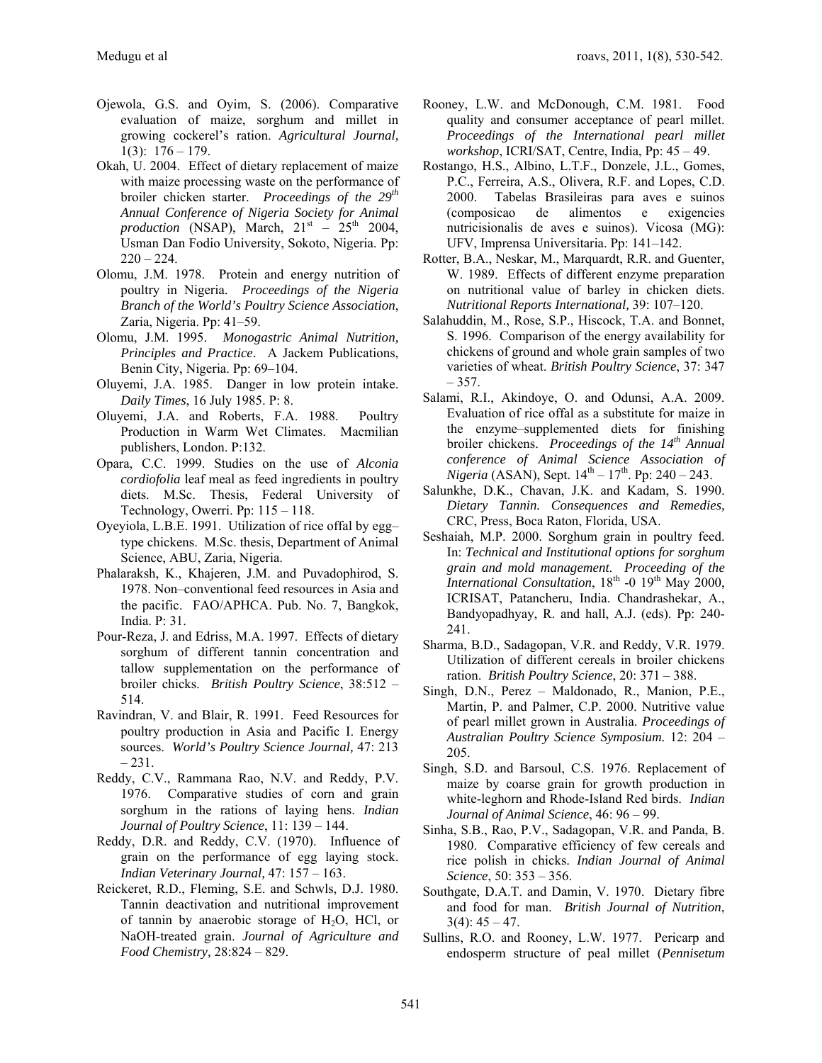Ojewola, G.S. and Oyim, S. (2006). Comparative evaluation of maize, sorghum and millet in growing cockerel's ration. *Agricultural Journal,* 1(3): 176 – 179.

Okah, U. 2004. Effect of dietary replacement of maize with maize processing waste on the performance of broiler chicken starter. *Proceedings of the 29th Annual Conference of Nigeria Society for Animal production* (NSAP), March, 21st – 25th 2004, Usman Dan Fodio University, Sokoto, Nigeria. Pp: 220 – 224.

Olomu, J.M. 1978. Protein and energy nutrition of poultry in Nigeria. *Proceedings of the Nigeria Branch of the World's Poultry Science Association*, Zaria, Nigeria. Pp: 41–59.

Olomu, J.M. 1995. *Monogastric Animal Nutrition, Principles and Practice*. A Jackem Publications, Benin City, Nigeria. Pp: 69–104.

Oluyemi, J.A. 1985. Danger in low protein intake. *Daily Times*, 16 July 1985. P: 8.

Oluyemi, J.A. and Roberts, F.A. 1988. Poultry Production in Warm Wet Climates. Macmilian publishers, London. P:132.

Opara, C.C. 1999. Studies on the use of *Alconia cordiofolia* leaf meal as feed ingredients in poultry diets. M.Sc. Thesis, Federal University of Technology, Owerri. Pp: 115 – 118.

Oyeyiola, L.B.E. 1991. Utilization of rice offal by egg–type chickens. M.Sc. thesis, Department of Animal Science, ABU, Zaria, Nigeria.

Phalaraksh, K., Khajeren, J.M. and Puvadophirod, S. 1978. Non–conventional feed resources in Asia and the pacific. FAO/APHCA. Pub. No. 7, Bangkok, India. P: 31.

Pour-Reza, J. and Edriss, M.A. 1997. Effects of dietary sorghum of different tannin concentration and tallow supplementation on the performance of broiler chicks. *British Poultry Science*, 38:512 – 514.

Ravindran, V. and Blair, R. 1991. Feed Resources for poultry production in Asia and Pacific I. Energy sources. *World's Poultry Science Journal,* 47: 213 – 231.

Reddy, C.V., Rammana Rao, N.V. and Reddy, P.V. 1976. Comparative studies of corn and grain sorghum in the rations of laying hens. *Indian Journal of Poultry Science*, 11: 139 – 144.

Reddy, D.R. and Reddy, C.V. (1970). Influence of grain on the performance of egg laying stock. *Indian Veterinary Journal,* 47: 157 – 163.

Reickeret, R.D., Fleming, S.E. and Schwls, D.J. 1980. Tannin deactivation and nutritional improvement of tannin by anaerobic storage of $H_2O$, HCl, or NaOH-treated grain. *Journal of Agriculture and Food Chemistry,* 28:824 – 829.

Rooney, L.W. and McDonough, C.M. 1981. Food quality and consumer acceptance of pearl millet. *Proceedings of the International pearl millet workshop*, ICRI/SAT, Centre, India, Pp: 45 – 49.

Rostango, H.S., Albino, L.T.F., Donzele, J.L., Gomes, P.C., Ferreira, A.S., Olivera, R.F. and Lopes, C.D. 2000. Tabelas Brasileiras para aves e suinos (composicao de alimentos e exigencies nutricisionalis de aves e suinos). Vicosa (MG): UFV, Imprensa Universitaria. Pp: 141–142.

Rotter, B.A., Neskar, M., Marquardt, R.R. and Guenter, W. 1989. Effects of different enzyme preparation on nutritional value of barley in chicken diets. *Nutritional Reports International,* 39: 107–120.

Salahuddin, M., Rose, S.P., Hiscock, T.A. and Bonnet, S. 1996. Comparison of the energy availability for chickens of ground and whole grain samples of two varieties of wheat. *British Poultry Science*, 37: 347 – 357.

Salami, R.I., Akindoye, O. and Odunsi, A.A. 2009. Evaluation of rice offal as a substitute for maize in the enzyme–supplemented diets for finishing broiler chickens. *Proceedings of the 14th Annual conference of Animal Science Association of Nigeria* (ASAN), Sept. 14th – 17th. Pp: 240 – 243.

Salunkhe, D.K., Chavan, J.K. and Kadam, S. 1990. *Dietary Tannin. Consequences and Remedies,* CRC, Press, Boca Raton, Florida, USA.

Seshaiah, M.P. 2000. Sorghum grain in poultry feed. In: *Technical and Institutional options for sorghum grain and mold management. Proceeding of the International Consultation*, 18th -0 19th May 2000, ICRISAT, Patancheru, India. Chandrashekar, A., Bandyopadhyay, R. and hall, A.J. (eds). Pp: 240-241.

Sharma, B.D., Sadagopan, V.R. and Reddy, V.R. 1979. Utilization of different cereals in broiler chickens ration. *British Poultry Science*, 20: 371 – 388.

Singh, D.N., Perez – Maldonado, R., Manion, P.E., Martin, P. and Palmer, C.P. 2000. Nutritive value of pearl millet grown in Australia. *Proceedings of Australian Poultry Science Symposium.* 12: 204 – 205.

Singh, S.D. and Barsoul, C.S. 1976. Replacement of maize by coarse grain for growth production in white-leghorn and Rhode-Island Red birds. *Indian Journal of Animal Science*, 46: 96 – 99.

Sinha, S.B., Rao, P.V., Sadagopan, V.R. and Panda, B. 1980. Comparative efficiency of few cereals and rice polish in chicks. *Indian Journal of Animal Science*, 50: 353 – 356.

Southgate, D.A.T. and Damin, V. 1970. Dietary fibre and food for man. *British Journal of Nutrition*, 3(4): 45 – 47.

Sullins, R.O. and Rooney, L.W. 1977. Pericarp and endosperm structure of peal millet (*Pennisetum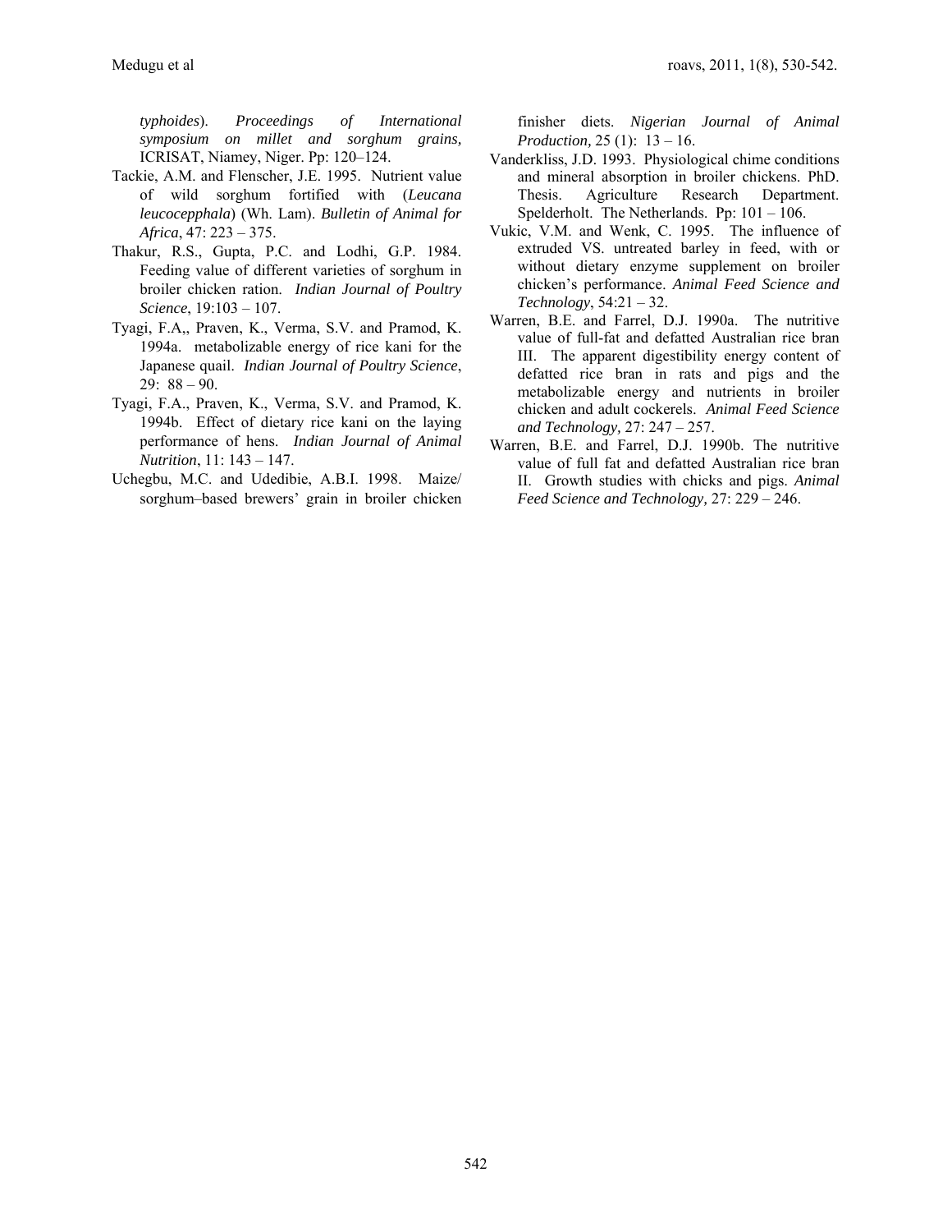*typhoides*). *Proceedings of International symposium on millet and sorghum grains,* ICRISAT, Niamey, Niger. Pp: 120–124.

Tackie, A.M. and Flenscher, J.E. 1995. Nutrient value of wild sorghum fortified with (*Leucana leucocepphala*) (Wh. Lam). *Bulletin of Animal for Africa*, 47: 223 – 375.

Thakur, R.S., Gupta, P.C. and Lodhi, G.P. 1984. Feeding value of different varieties of sorghum in broiler chicken ration. *Indian Journal of Poultry Science*, 19:103 – 107.

Tyagi, F.A,, Praven, K., Verma, S.V. and Pramod, K. 1994a. metabolizable energy of rice kani for the Japanese quail. *Indian Journal of Poultry Science*, 29: 88 – 90.

Tyagi, F.A., Praven, K., Verma, S.V. and Pramod, K. 1994b. Effect of dietary rice kani on the laying performance of hens. *Indian Journal of Animal Nutrition*, 11: 143 – 147.

Uchegbu, M.C. and Udedibie, A.B.I. 1998. Maize/ sorghum–based brewers' grain in broiler chicken finisher diets. *Nigerian Journal of Animal Production,* 25 (1): 13 – 16.

Vanderkliss, J.D. 1993. Physiological chime conditions and mineral absorption in broiler chickens. PhD. Thesis. Agriculture Research Department. Spelderholt. The Netherlands. Pp: 101 – 106.

Vukic, V.M. and Wenk, C. 1995. The influence of extruded VS. untreated barley in feed, with or without dietary enzyme supplement on broiler chicken's performance. *Animal Feed Science and Technology*, 54:21 – 32.

Warren, B.E. and Farrel, D.J. 1990a. The nutritive value of full-fat and defatted Australian rice bran III. The apparent digestibility energy content of defatted rice bran in rats and pigs and the metabolizable energy and nutrients in broiler chicken and adult cockerels. *Animal Feed Science and Technology,* 27: 247 – 257.

Warren, B.E. and Farrel, D.J. 1990b. The nutritive value of full fat and defatted Australian rice bran II. Growth studies with chicks and pigs. *Animal Feed Science and Technology,* 27: 229 – 246.